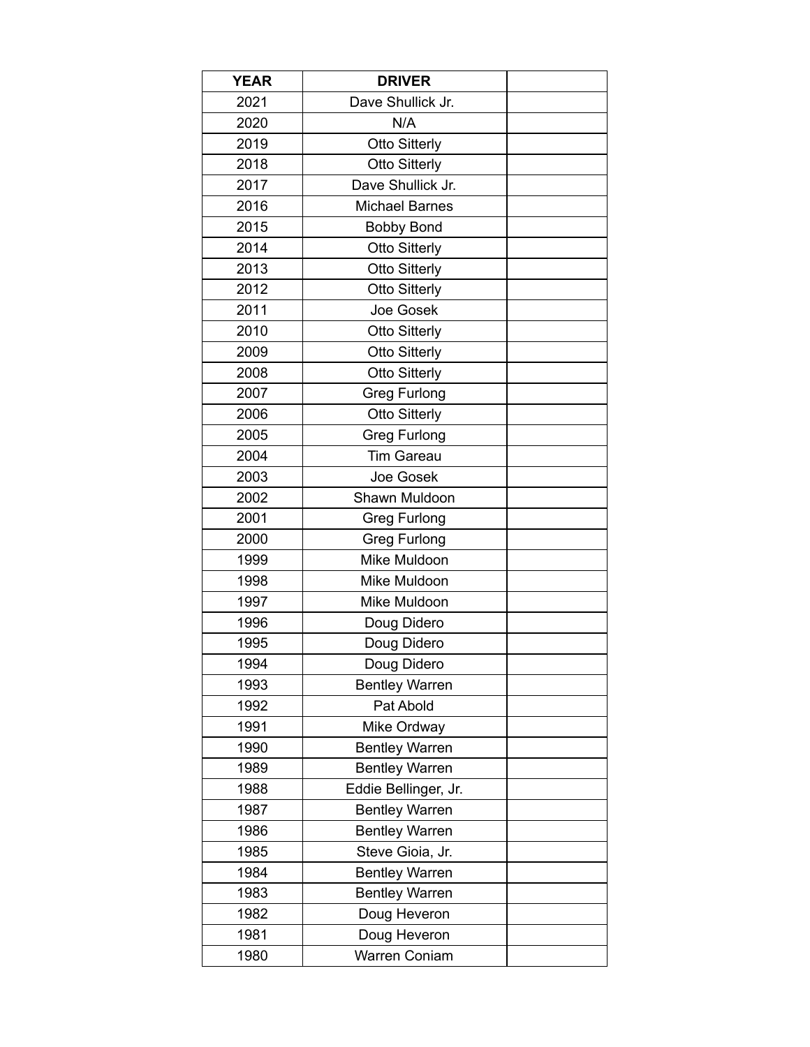| YEAR | DRIVER | |
|---|---|---|
| 2021 | Dave Shullick Jr. | |
| 2020 | N/A | |
| 2019 | Otto Sitterly | |
| 2018 | Otto Sitterly | |
| 2017 | Dave Shullick Jr. | |
| 2016 | Michael Barnes | |
| 2015 | Bobby Bond | |
| 2014 | Otto Sitterly | |
| 2013 | Otto Sitterly | |
| 2012 | Otto Sitterly | |
| 2011 | Joe Gosek | |
| 2010 | Otto Sitterly | |
| 2009 | Otto Sitterly | |
| 2008 | Otto Sitterly | |
| 2007 | Greg Furlong | |
| 2006 | Otto Sitterly | |
| 2005 | Greg Furlong | |
| 2004 | Tim Gareau | |
| 2003 | Joe Gosek | |
| 2002 | Shawn Muldoon | |
| 2001 | Greg Furlong | |
| 2000 | Greg Furlong | |
| 1999 | Mike Muldoon | |
| 1998 | Mike Muldoon | |
| 1997 | Mike Muldoon | |
| 1996 | Doug Didero | |
| 1995 | Doug Didero | |
| 1994 | Doug Didero | |
| 1993 | Bentley Warren | |
| 1992 | Pat Abold | |
| 1991 | Mike Ordway | |
| 1990 | Bentley Warren | |
| 1989 | Bentley Warren | |
| 1988 | Eddie Bellinger, Jr. | |
| 1987 | Bentley Warren | |
| 1986 | Bentley Warren | |
| 1985 | Steve Gioia, Jr. | |
| 1984 | Bentley Warren | |
| 1983 | Bentley Warren | |
| 1982 | Doug Heveron | |
| 1981 | Doug Heveron | |
| 1980 | Warren Coniam | |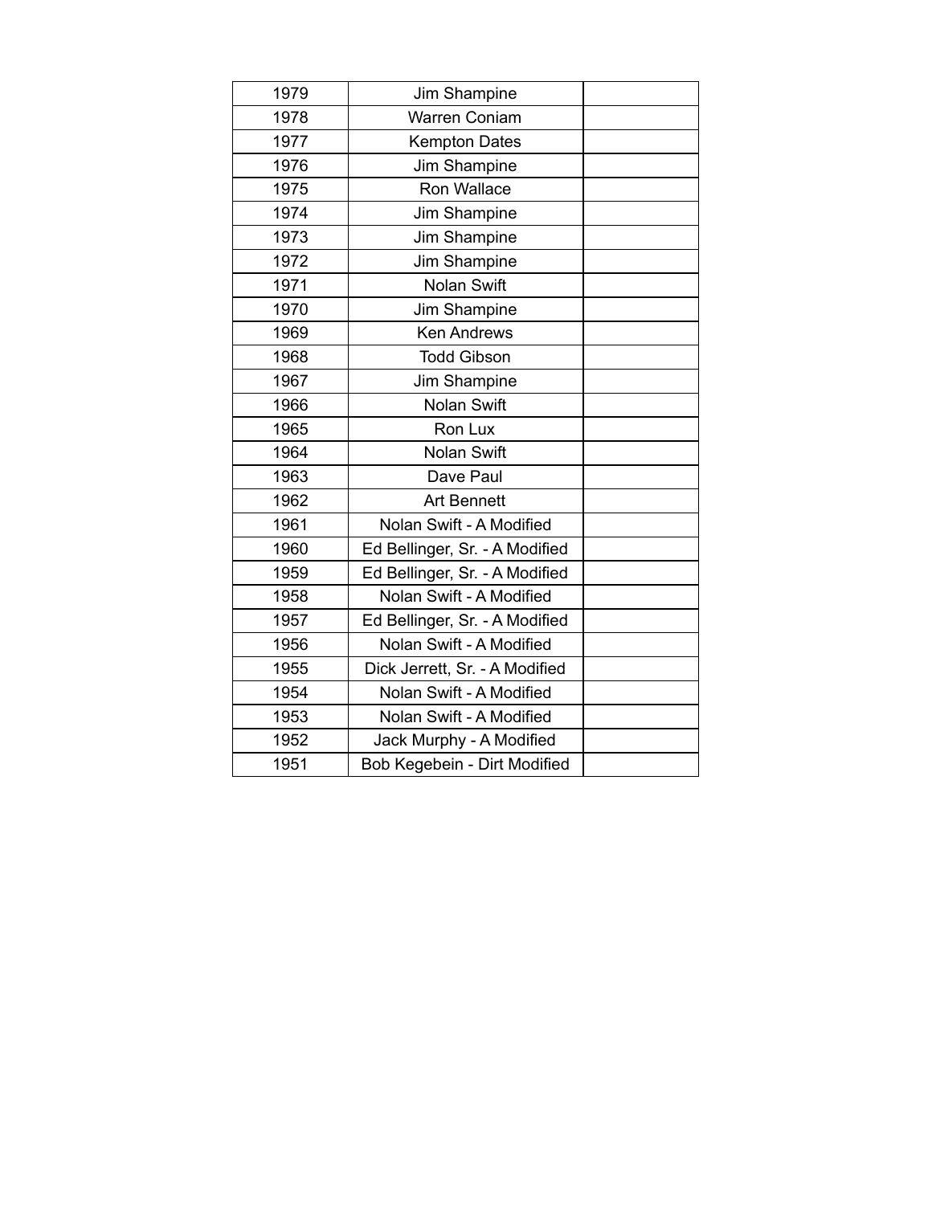| | | |
|---|---|---|
| 1979 | Jim Shampine | |
| 1978 | Warren Coniam | |
| 1977 | Kempton Dates | |
| 1976 | Jim Shampine | |
| 1975 | Ron Wallace | |
| 1974 | Jim Shampine | |
| 1973 | Jim Shampine | |
| 1972 | Jim Shampine | |
| 1971 | Nolan Swift | |
| 1970 | Jim Shampine | |
| 1969 | Ken Andrews | |
| 1968 | Todd Gibson | |
| 1967 | Jim Shampine | |
| 1966 | Nolan Swift | |
| 1965 | Ron Lux | |
| 1964 | Nolan Swift | |
| 1963 | Dave Paul | |
| 1962 | Art Bennett | |
| 1961 | Nolan Swift - A Modified | |
| 1960 | Ed Bellinger, Sr. - A Modified | |
| 1959 | Ed Bellinger, Sr. - A Modified | |
| 1958 | Nolan Swift - A Modified | |
| 1957 | Ed Bellinger, Sr. - A Modified | |
| 1956 | Nolan Swift - A Modified | |
| 1955 | Dick Jerrett, Sr. - A Modified | |
| 1954 | Nolan Swift - A Modified | |
| 1953 | Nolan Swift - A Modified | |
| 1952 | Jack Murphy - A Modified | |
| 1951 | Bob Kegebein - Dirt Modified | |